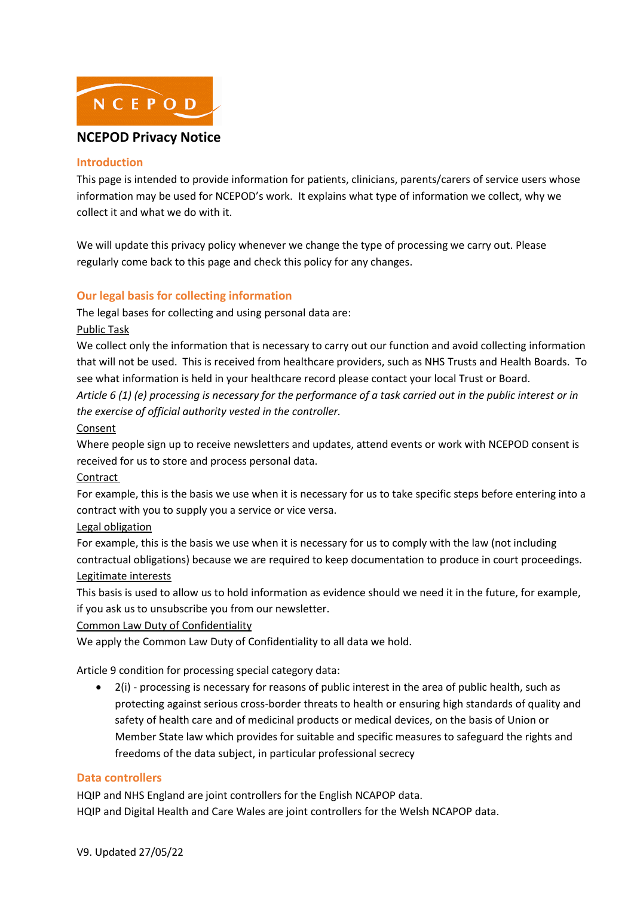NCEPOD

# NCEPOD Privacy Notice

## Introduction

This page is intended to provide information for patients, clinicians, parents/carers of service users whose information may be used for NCEPOD's work. It explains what type of information we collect, why we collect it and what we do with it.

We will update this privacy policy whenever we change the type of processing we carry out. Please regularly come back to this page and check this policy for any changes.

## Our legal basis for collecting information

The legal bases for collecting and using personal data are:

Public Task

We collect only the information that is necessary to carry out our function and avoid collecting information that will not be used. This is received from healthcare providers, such as NHS Trusts and Health Boards. To see what information is held in your healthcare record please contact your local Trust or Board.

*Article 6 (1) (e) processing is necessary for the performance of a task carried out in the public interest or in the exercise of official authority vested in the controller.*

Consent

Where people sign up to receive newsletters and updates, attend events or work with NCEPOD consent is received for us to store and process personal data.

Contract

For example, this is the basis we use when it is necessary for us to take specific steps before entering into a contract with you to supply you a service or vice versa.

Legal obligation

For example, this is the basis we use when it is necessary for us to comply with the law (not including contractual obligations) because we are required to keep documentation to produce in court proceedings.

Legitimate interests

This basis is used to allow us to hold information as evidence should we need it in the future, for example, if you ask us to unsubscribe you from our newsletter.

Common Law Duty of Confidentiality

We apply the Common Law Duty of Confidentiality to all data we hold.

Article 9 condition for processing special category data:

- 2(i) - processing is necessary for reasons of public interest in the area of public health, such as protecting against serious cross-border threats to health or ensuring high standards of quality and safety of health care and of medicinal products or medical devices, on the basis of Union or Member State law which provides for suitable and specific measures to safeguard the rights and freedoms of the data subject, in particular professional secrecy

## Data controllers

HQIP and NHS England are joint controllers for the English NCAPOP data.
HQIP and Digital Health and Care Wales are joint controllers for the Welsh NCAPOP data.

V9. Updated 27/05/22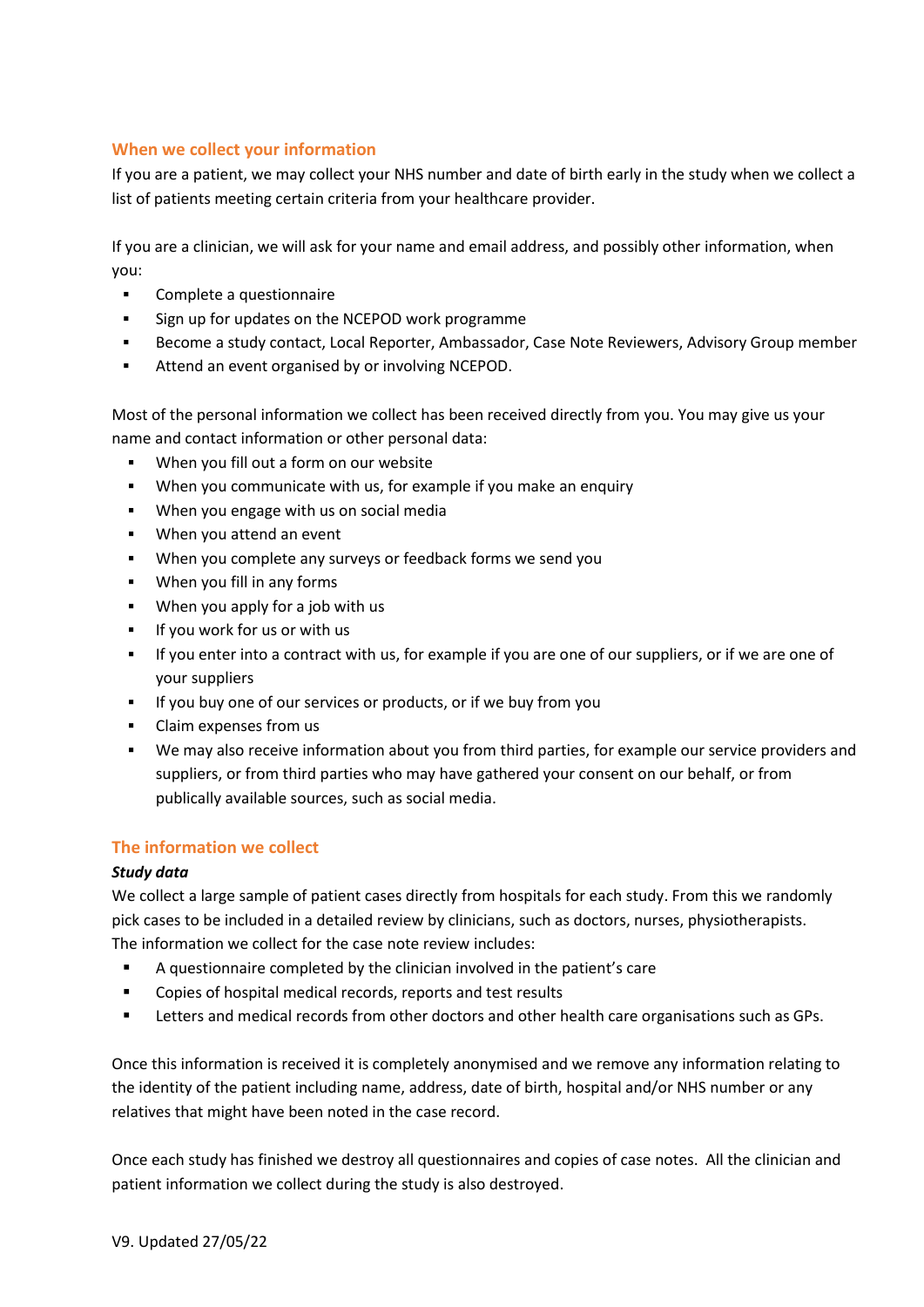## When we collect your information

If you are a patient, we may collect your NHS number and date of birth early in the study when we collect a list of patients meeting certain criteria from your healthcare provider.

If you are a clinician, we will ask for your name and email address, and possibly other information, when you:

- Complete a questionnaire
- Sign up for updates on the NCEPOD work programme
- Become a study contact, Local Reporter, Ambassador, Case Note Reviewers, Advisory Group member
- Attend an event organised by or involving NCEPOD.

Most of the personal information we collect has been received directly from you. You may give us your name and contact information or other personal data:

- When you fill out a form on our website
- When you communicate with us, for example if you make an enquiry
- When you engage with us on social media
- When you attend an event
- When you complete any surveys or feedback forms we send you
- When you fill in any forms
- When you apply for a job with us
- If you work for us or with us
- If you enter into a contract with us, for example if you are one of our suppliers, or if we are one of your suppliers
- If you buy one of our services or products, or if we buy from you
- Claim expenses from us
- We may also receive information about you from third parties, for example our service providers and suppliers, or from third parties who may have gathered your consent on our behalf, or from publically available sources, such as social media.

## The information we collect

***Study data***

We collect a large sample of patient cases directly from hospitals for each study. From this we randomly pick cases to be included in a detailed review by clinicians, such as doctors, nurses, physiotherapists. The information we collect for the case note review includes:

- A questionnaire completed by the clinician involved in the patient's care
- Copies of hospital medical records, reports and test results
- Letters and medical records from other doctors and other health care organisations such as GPs.

Once this information is received it is completely anonymised and we remove any information relating to the identity of the patient including name, address, date of birth, hospital and/or NHS number or any relatives that might have been noted in the case record.

Once each study has finished we destroy all questionnaires and copies of case notes. All the clinician and patient information we collect during the study is also destroyed.

V9. Updated 27/05/22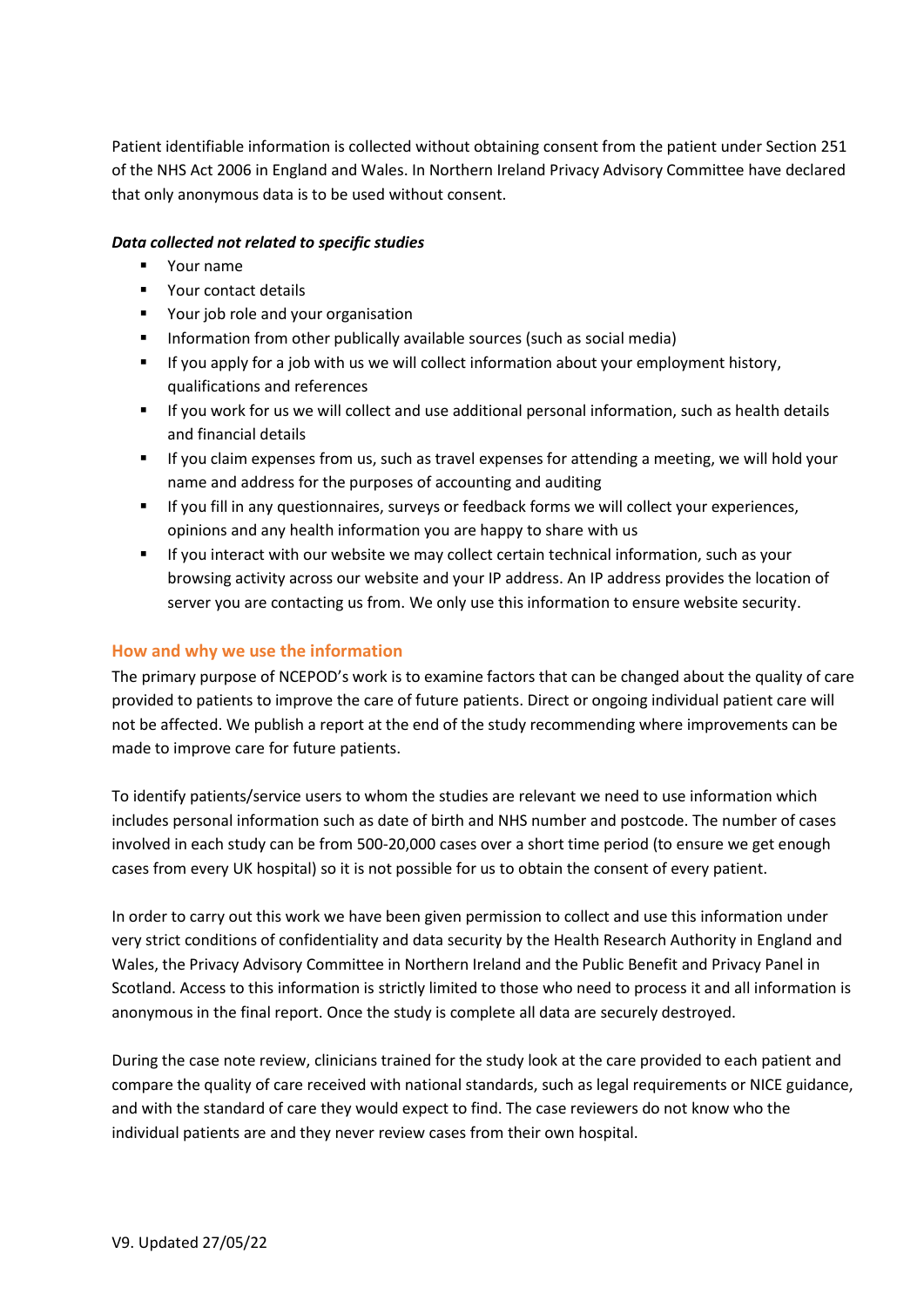Patient identifiable information is collected without obtaining consent from the patient under Section 251 of the NHS Act 2006 in England and Wales. In Northern Ireland Privacy Advisory Committee have declared that only anonymous data is to be used without consent.

***Data collected not related to specific studies***

- Your name
- Your contact details
- Your job role and your organisation
- Information from other publically available sources (such as social media)
- If you apply for a job with us we will collect information about your employment history, qualifications and references
- If you work for us we will collect and use additional personal information, such as health details and financial details
- If you claim expenses from us, such as travel expenses for attending a meeting, we will hold your name and address for the purposes of accounting and auditing
- If you fill in any questionnaires, surveys or feedback forms we will collect your experiences, opinions and any health information you are happy to share with us
- If you interact with our website we may collect certain technical information, such as your browsing activity across our website and your IP address. An IP address provides the location of server you are contacting us from. We only use this information to ensure website security.

## How and why we use the information

The primary purpose of NCEPOD's work is to examine factors that can be changed about the quality of care provided to patients to improve the care of future patients. Direct or ongoing individual patient care will not be affected. We publish a report at the end of the study recommending where improvements can be made to improve care for future patients.

To identify patients/service users to whom the studies are relevant we need to use information which includes personal information such as date of birth and NHS number and postcode. The number of cases involved in each study can be from 500-20,000 cases over a short time period (to ensure we get enough cases from every UK hospital) so it is not possible for us to obtain the consent of every patient.

In order to carry out this work we have been given permission to collect and use this information under very strict conditions of confidentiality and data security by the Health Research Authority in England and Wales, the Privacy Advisory Committee in Northern Ireland and the Public Benefit and Privacy Panel in Scotland. Access to this information is strictly limited to those who need to process it and all information is anonymous in the final report. Once the study is complete all data are securely destroyed.

During the case note review, clinicians trained for the study look at the care provided to each patient and compare the quality of care received with national standards, such as legal requirements or NICE guidance, and with the standard of care they would expect to find. The case reviewers do not know who the individual patients are and they never review cases from their own hospital.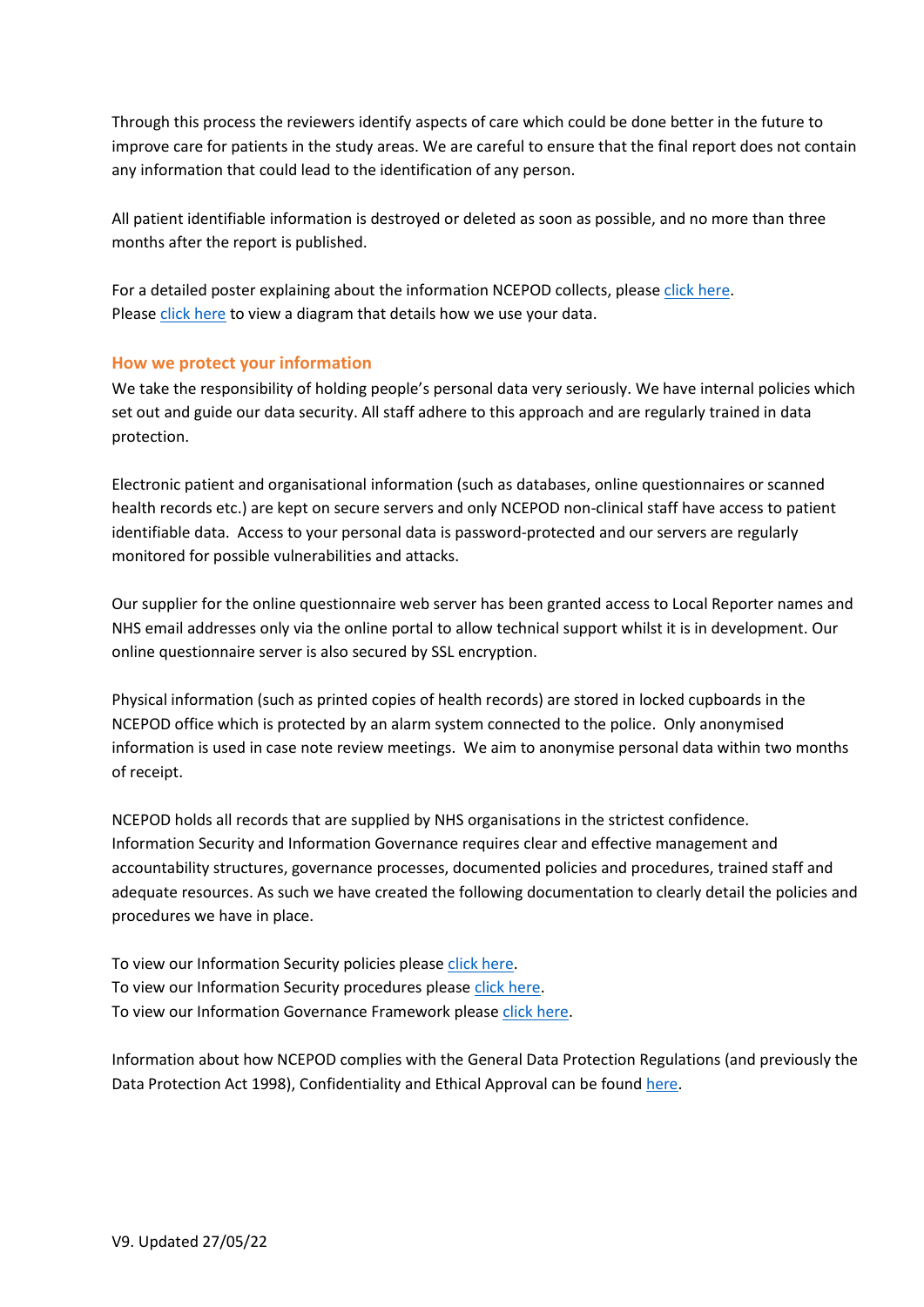Through this process the reviewers identify aspects of care which could be done better in the future to improve care for patients in the study areas. We are careful to ensure that the final report does not contain any information that could lead to the identification of any person.

All patient identifiable information is destroyed or deleted as soon as possible, and no more than three months after the report is published.

For a detailed poster explaining about the information NCEPOD collects, please click here.
Please click here to view a diagram that details how we use your data.

## How we protect your information

We take the responsibility of holding people's personal data very seriously. We have internal policies which set out and guide our data security. All staff adhere to this approach and are regularly trained in data protection.

Electronic patient and organisational information (such as databases, online questionnaires or scanned health records etc.) are kept on secure servers and only NCEPOD non-clinical staff have access to patient identifiable data. Access to your personal data is password-protected and our servers are regularly monitored for possible vulnerabilities and attacks.

Our supplier for the online questionnaire web server has been granted access to Local Reporter names and NHS email addresses only via the online portal to allow technical support whilst it is in development. Our online questionnaire server is also secured by SSL encryption.

Physical information (such as printed copies of health records) are stored in locked cupboards in the NCEPOD office which is protected by an alarm system connected to the police. Only anonymised information is used in case note review meetings. We aim to anonymise personal data within two months of receipt.

NCEPOD holds all records that are supplied by NHS organisations in the strictest confidence. Information Security and Information Governance requires clear and effective management and accountability structures, governance processes, documented policies and procedures, trained staff and adequate resources. As such we have created the following documentation to clearly detail the policies and procedures we have in place.

To view our Information Security policies please click here.
To view our Information Security procedures please click here.
To view our Information Governance Framework please click here.

Information about how NCEPOD complies with the General Data Protection Regulations (and previously the Data Protection Act 1998), Confidentiality and Ethical Approval can be found here.

V9. Updated 27/05/22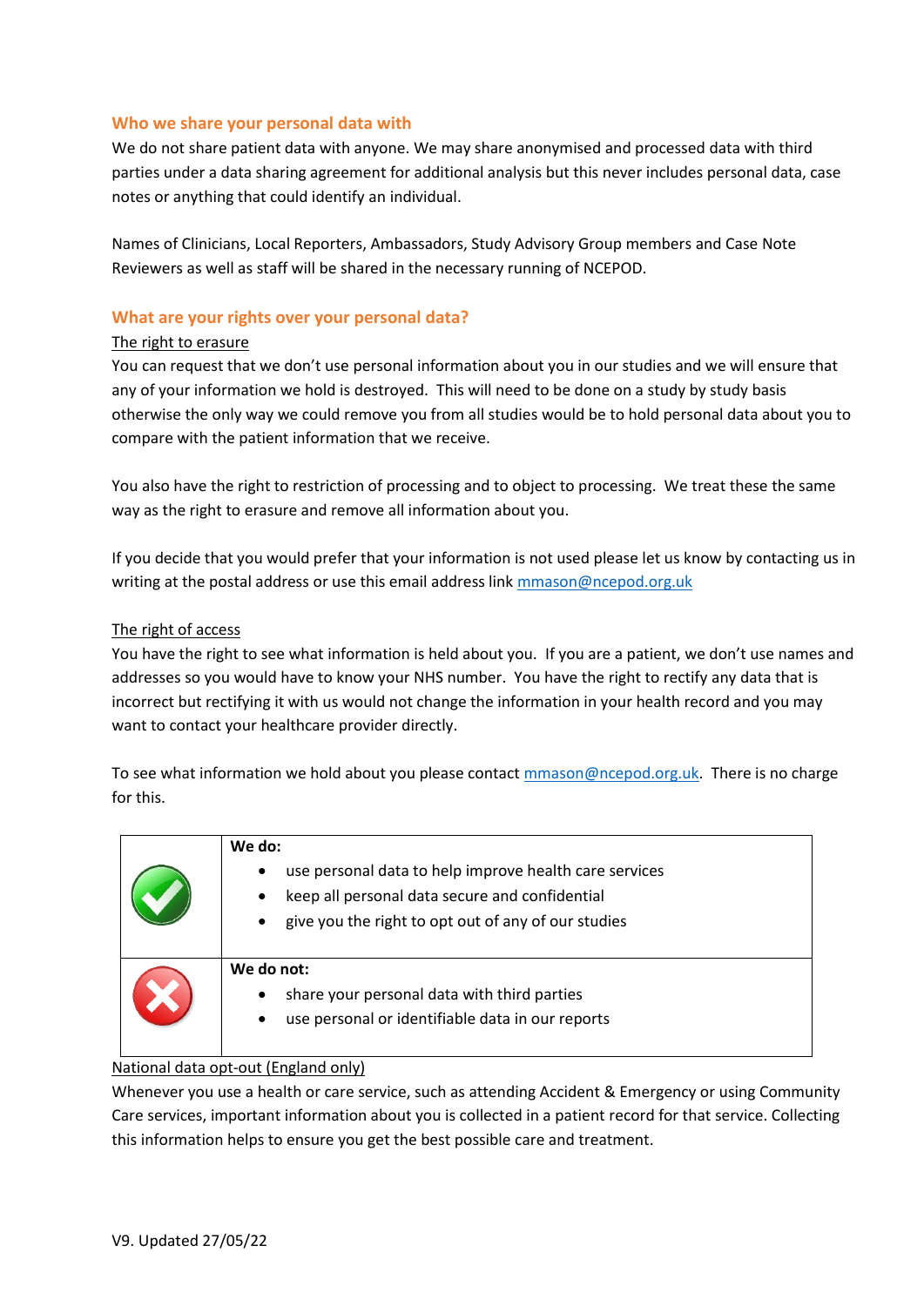## Who we share your personal data with

We do not share patient data with anyone. We may share anonymised and processed data with third parties under a data sharing agreement for additional analysis but this never includes personal data, case notes or anything that could identify an individual.

Names of Clinicians, Local Reporters, Ambassadors, Study Advisory Group members and Case Note Reviewers as well as staff will be shared in the necessary running of NCEPOD.

## What are your rights over your personal data?

The right to erasure

You can request that we don't use personal information about you in our studies and we will ensure that any of your information we hold is destroyed. This will need to be done on a study by study basis otherwise the only way we could remove you from all studies would be to hold personal data about you to compare with the patient information that we receive.

You also have the right to restriction of processing and to object to processing. We treat these the same way as the right to erasure and remove all information about you.

If you decide that you would prefer that your information is not used please let us know by contacting us in writing at the postal address or use this email address link mmason@ncepod.org.uk

The right of access

You have the right to see what information is held about you. If you are a patient, we don't use names and addresses so you would have to know your NHS number. You have the right to rectify any data that is incorrect but rectifying it with us would not change the information in your health record and you may want to contact your healthcare provider directly.

To see what information we hold about you please contact mmason@ncepod.org.uk. There is no charge for this.

| | |
|---|---|
| ✓ | **We do:**<br>• use personal data to help improve health care services<br>• keep all personal data secure and confidential<br>• give you the right to opt out of any of our studies |
| ✗ | **We do not:**<br>• share your personal data with third parties<br>• use personal or identifiable data in our reports |

National data opt-out (England only)

Whenever you use a health or care service, such as attending Accident & Emergency or using Community Care services, important information about you is collected in a patient record for that service. Collecting this information helps to ensure you get the best possible care and treatment.

V9. Updated 27/05/22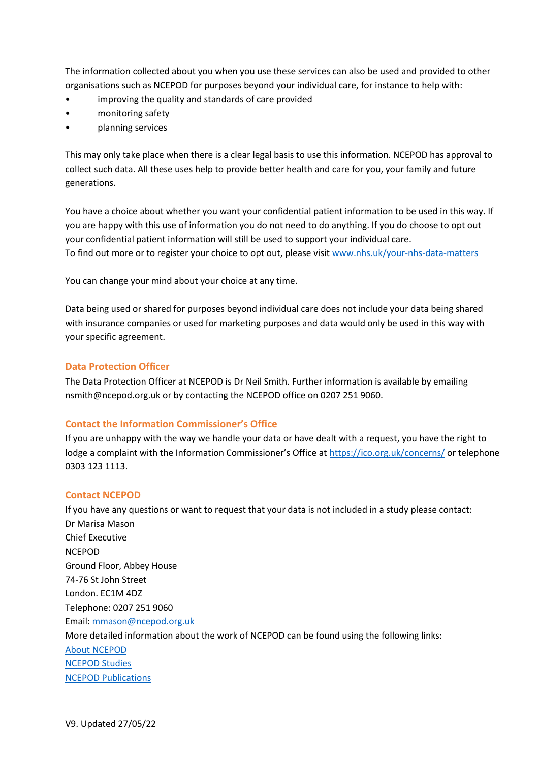The information collected about you when you use these services can also be used and provided to other organisations such as NCEPOD for purposes beyond your individual care, for instance to help with:

- improving the quality and standards of care provided
- monitoring safety
- planning services

This may only take place when there is a clear legal basis to use this information. NCEPOD has approval to collect such data. All these uses help to provide better health and care for you, your family and future generations.

You have a choice about whether you want your confidential patient information to be used in this way. If you are happy with this use of information you do not need to do anything. If you do choose to opt out your confidential patient information will still be used to support your individual care.
To find out more or to register your choice to opt out, please visit [www.nhs.uk/your-nhs-data-matters](www.nhs.uk/your-nhs-data-matters)

You can change your mind about your choice at any time.

Data being used or shared for purposes beyond individual care does not include your data being shared with insurance companies or used for marketing purposes and data would only be used in this way with your specific agreement.

## Data Protection Officer

The Data Protection Officer at NCEPOD is Dr Neil Smith. Further information is available by emailing nsmith@ncepod.org.uk or by contacting the NCEPOD office on 0207 251 9060.

## Contact the Information Commissioner's Office

If you are unhappy with the way we handle your data or have dealt with a request, you have the right to lodge a complaint with the Information Commissioner's Office at [https://ico.org.uk/concerns/](https://ico.org.uk/concerns/) or telephone 0303 123 1113.

## Contact NCEPOD

If you have any questions or want to request that your data is not included in a study please contact:
Dr Marisa Mason
Chief Executive
NCEPOD
Ground Floor, Abbey House
74-76 St John Street
London. EC1M 4DZ
Telephone: 0207 251 9060
Email: [mmason@ncepod.org.uk](mailto:mmason@ncepod.org.uk)
More detailed information about the work of NCEPOD can be found using the following links:
About NCEPOD
NCEPOD Studies
NCEPOD Publications

V9. Updated 27/05/22